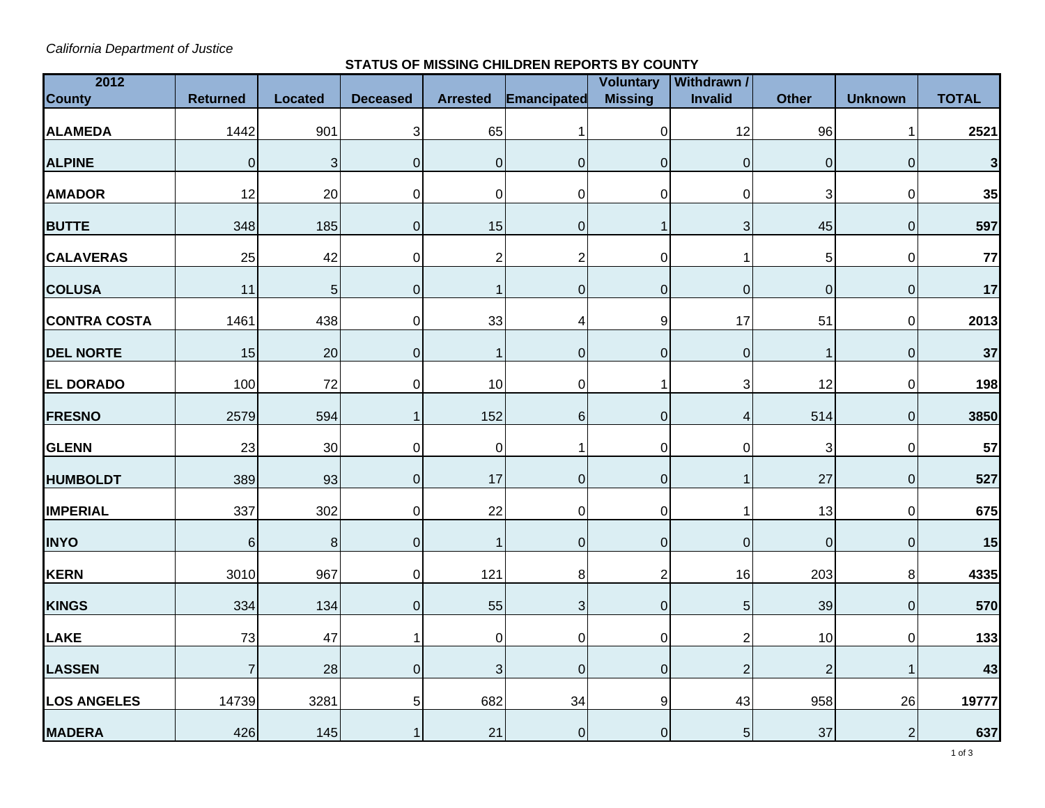*California Department of Justice*

**STATUS OF MISSING CHILDREN REPORTS BY COUNTY**

| 2012 County | Returned | Located | Deceased | Arrested | Emancipated | Voluntary Missing | Withdrawn / Invalid | Other | Unknown | TOTAL |
|---|---|---|---|---|---|---|---|---|---|---|
| ALAMEDA | 1442 | 901 | 3 | 65 | 1 | 0 | 12 | 96 | 1 | **2521** |
| ALPINE | 0 | 3 | 0 | 0 | 0 | 0 | 0 | 0 | 0 | **3** |
| AMADOR | 12 | 20 | 0 | 0 | 0 | 0 | 0 | 3 | 0 | **35** |
| BUTTE | 348 | 185 | 0 | 15 | 0 | 1 | 3 | 45 | 0 | **597** |
| CALAVERAS | 25 | 42 | 0 | 2 | 2 | 0 | 1 | 5 | 0 | **77** |
| COLUSA | 11 | 5 | 0 | 1 | 0 | 0 | 0 | 0 | 0 | **17** |
| CONTRA COSTA | 1461 | 438 | 0 | 33 | 4 | 9 | 17 | 51 | 0 | **2013** |
| DEL NORTE | 15 | 20 | 0 | 1 | 0 | 0 | 0 | 1 | 0 | **37** |
| EL DORADO | 100 | 72 | 0 | 10 | 0 | 1 | 3 | 12 | 0 | **198** |
| FRESNO | 2579 | 594 | 1 | 152 | 6 | 0 | 4 | 514 | 0 | **3850** |
| GLENN | 23 | 30 | 0 | 0 | 1 | 0 | 0 | 3 | 0 | **57** |
| HUMBOLDT | 389 | 93 | 0 | 17 | 0 | 0 | 1 | 27 | 0 | **527** |
| IMPERIAL | 337 | 302 | 0 | 22 | 0 | 0 | 1 | 13 | 0 | **675** |
| INYO | 6 | 8 | 0 | 1 | 0 | 0 | 0 | 0 | 0 | **15** |
| KERN | 3010 | 967 | 0 | 121 | 8 | 2 | 16 | 203 | 8 | **4335** |
| KINGS | 334 | 134 | 0 | 55 | 3 | 0 | 5 | 39 | 0 | **570** |
| LAKE | 73 | 47 | 1 | 0 | 0 | 0 | 2 | 10 | 0 | **133** |
| LASSEN | 7 | 28 | 0 | 3 | 0 | 0 | 2 | 2 | 1 | **43** |
| LOS ANGELES | 14739 | 3281 | 5 | 682 | 34 | 9 | 43 | 958 | 26 | **19777** |
| MADERA | 426 | 145 | 1 | 21 | 0 | 0 | 5 | 37 | 2 | **637** |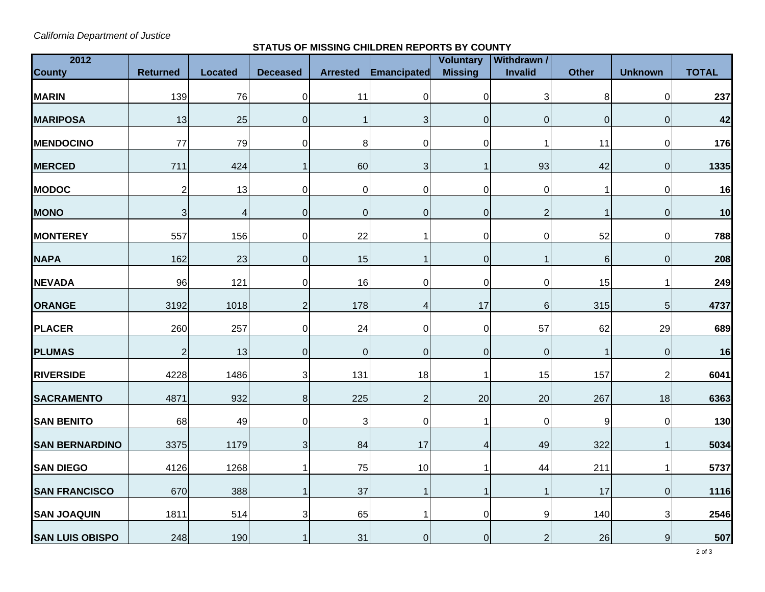*California Department of Justice*

**STATUS OF MISSING CHILDREN REPORTS BY COUNTY**

| 2012 County | Returned | Located | Deceased | Arrested | Emancipated | Voluntary Missing | Withdrawn / Invalid | Other | Unknown | TOTAL |
|---|---|---|---|---|---|---|---|---|---|---|
| **MARIN** | 139 | 76 | 0 | 11 | 0 | 0 | 3 | 8 | 0 | **237** |
| **MARIPOSA** | 13 | 25 | 0 | 1 | 3 | 0 | 0 | 0 | 0 | **42** |
| **MENDOCINO** | 77 | 79 | 0 | 8 | 0 | 0 | 1 | 11 | 0 | **176** |
| **MERCED** | 711 | 424 | 1 | 60 | 3 | 1 | 93 | 42 | 0 | **1335** |
| **MODOC** | 2 | 13 | 0 | 0 | 0 | 0 | 0 | 1 | 0 | **16** |
| **MONO** | 3 | 4 | 0 | 0 | 0 | 0 | 2 | 1 | 0 | **10** |
| **MONTEREY** | 557 | 156 | 0 | 22 | 1 | 0 | 0 | 52 | 0 | **788** |
| **NAPA** | 162 | 23 | 0 | 15 | 1 | 0 | 1 | 6 | 0 | **208** |
| **NEVADA** | 96 | 121 | 0 | 16 | 0 | 0 | 0 | 15 | 1 | **249** |
| **ORANGE** | 3192 | 1018 | 2 | 178 | 4 | 17 | 6 | 315 | 5 | **4737** |
| **PLACER** | 260 | 257 | 0 | 24 | 0 | 0 | 57 | 62 | 29 | **689** |
| **PLUMAS** | 2 | 13 | 0 | 0 | 0 | 0 | 0 | 1 | 0 | **16** |
| **RIVERSIDE** | 4228 | 1486 | 3 | 131 | 18 | 1 | 15 | 157 | 2 | **6041** |
| **SACRAMENTO** | 4871 | 932 | 8 | 225 | 2 | 20 | 20 | 267 | 18 | **6363** |
| **SAN BENITO** | 68 | 49 | 0 | 3 | 0 | 1 | 0 | 9 | 0 | **130** |
| **SAN BERNARDINO** | 3375 | 1179 | 3 | 84 | 17 | 4 | 49 | 322 | 1 | **5034** |
| **SAN DIEGO** | 4126 | 1268 | 1 | 75 | 10 | 1 | 44 | 211 | 1 | **5737** |
| **SAN FRANCISCO** | 670 | 388 | 1 | 37 | 1 | 1 | 1 | 17 | 0 | **1116** |
| **SAN JOAQUIN** | 1811 | 514 | 3 | 65 | 1 | 0 | 9 | 140 | 3 | **2546** |
| **SAN LUIS OBISPO** | 248 | 190 | 1 | 31 | 0 | 0 | 2 | 26 | 9 | **507** |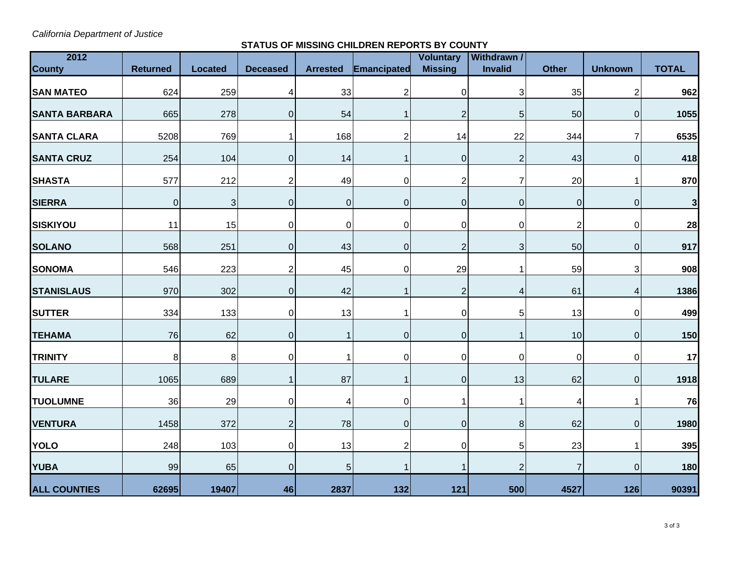*California Department of Justice*

**STATUS OF MISSING CHILDREN REPORTS BY COUNTY**

| 2012 County | Returned | Located | Deceased | Arrested | Emancipated | Voluntary Missing | Withdrawn / Invalid | Other | Unknown | TOTAL |
|---|---|---|---|---|---|---|---|---|---|---|
| **SAN MATEO** | 624 | 259 | 4 | 33 | 2 | 0 | 3 | 35 | 2 | **962** |
| **SANTA BARBARA** | 665 | 278 | 0 | 54 | 1 | 2 | 5 | 50 | 0 | **1055** |
| **SANTA CLARA** | 5208 | 769 | 1 | 168 | 2 | 14 | 22 | 344 | 7 | **6535** |
| **SANTA CRUZ** | 254 | 104 | 0 | 14 | 1 | 0 | 2 | 43 | 0 | **418** |
| **SHASTA** | 577 | 212 | 2 | 49 | 0 | 2 | 7 | 20 | 1 | **870** |
| **SIERRA** | 0 | 3 | 0 | 0 | 0 | 0 | 0 | 0 | 0 | **3** |
| **SISKIYOU** | 11 | 15 | 0 | 0 | 0 | 0 | 0 | 2 | 0 | **28** |
| **SOLANO** | 568 | 251 | 0 | 43 | 0 | 2 | 3 | 50 | 0 | **917** |
| **SONOMA** | 546 | 223 | 2 | 45 | 0 | 29 | 1 | 59 | 3 | **908** |
| **STANISLAUS** | 970 | 302 | 0 | 42 | 1 | 2 | 4 | 61 | 4 | **1386** |
| **SUTTER** | 334 | 133 | 0 | 13 | 1 | 0 | 5 | 13 | 0 | **499** |
| **TEHAMA** | 76 | 62 | 0 | 1 | 0 | 0 | 1 | 10 | 0 | **150** |
| **TRINITY** | 8 | 8 | 0 | 1 | 0 | 0 | 0 | 0 | 0 | **17** |
| **TULARE** | 1065 | 689 | 1 | 87 | 1 | 0 | 13 | 62 | 0 | **1918** |
| **TUOLUMNE** | 36 | 29 | 0 | 4 | 0 | 1 | 1 | 4 | 1 | **76** |
| **VENTURA** | 1458 | 372 | 2 | 78 | 0 | 0 | 8 | 62 | 0 | **1980** |
| **YOLO** | 248 | 103 | 0 | 13 | 2 | 0 | 5 | 23 | 1 | **395** |
| **YUBA** | 99 | 65 | 0 | 5 | 1 | 1 | 2 | 7 | 0 | **180** |
| **ALL COUNTIES** | **62695** | **19407** | **46** | **2837** | **132** | **121** | **500** | **4527** | **126** | **90391** |